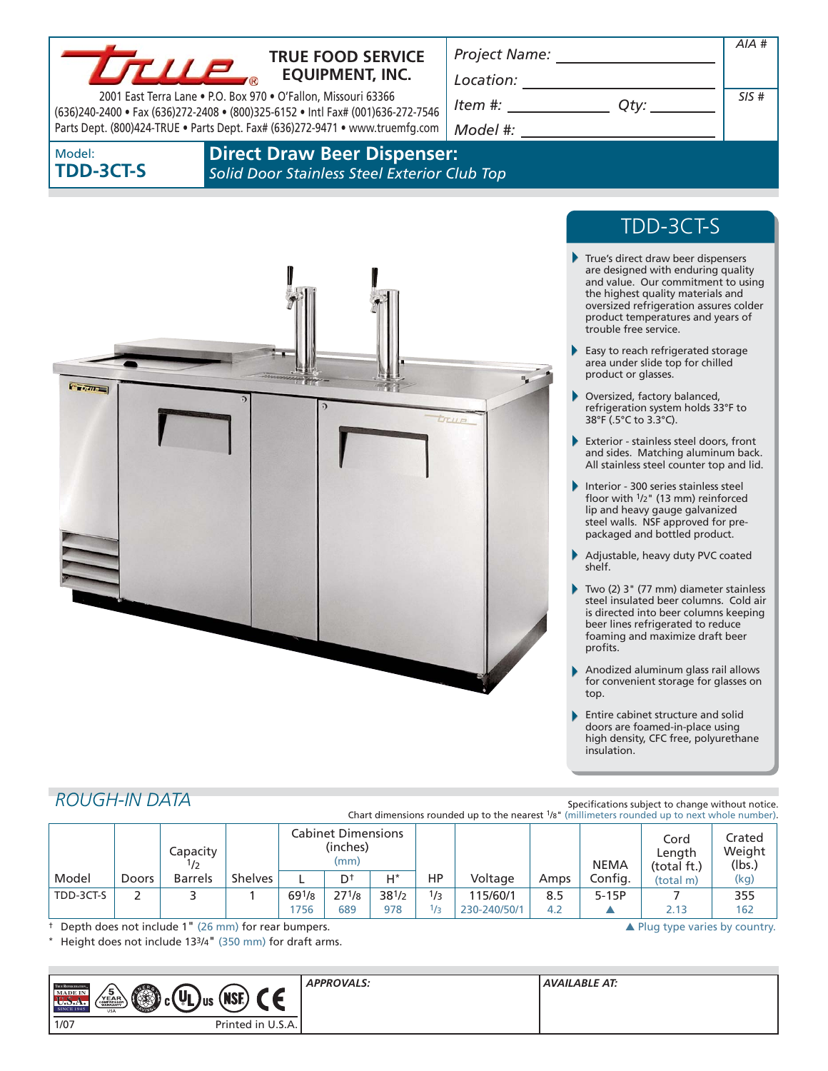# TRUE FOOD SERVICE EQUIPMENT, INC.

2001 East Terra Lane • P.O. Box 970 • O'Fallon, Missouri 63366
(636)240-2400 • Fax (636)272-2408 • (800)325-6152 • Intl Fax# (001)636-272-7546
Parts Dept. (800)424-TRUE • Parts Dept. Fax# (636)272-9471 • www.truemfg.com

Project Name: ______________
Location: ______________
Item #: ______________ Qty: ______________
Model #: ______________

AIA #

SIS #

Model: **TDD-3CT-S**

## Direct Draw Beer Dispenser:

*Solid Door Stainless Steel Exterior Club Top*

## TDD-3CT-S

- True's direct draw beer dispensers are designed with enduring quality and value. Our commitment to using the highest quality materials and oversized refrigeration assures colder product temperatures and years of trouble free service.
- Easy to reach refrigerated storage area under slide top for chilled product or glasses.
- Oversized, factory balanced, refrigeration system holds 33°F to 38°F (.5°C to 3.3°C).
- Exterior - stainless steel doors, front and sides. Matching aluminum back. All stainless steel counter top and lid.
- Interior - 300 series stainless steel floor with 1/2" (13 mm) reinforced lip and heavy gauge galvanized steel walls. NSF approved for pre-packaged and bottled product.
- Adjustable, heavy duty PVC coated shelf.
- Two (2) 3" (77 mm) diameter stainless steel insulated beer columns. Cold air is directed into beer columns keeping beer lines refrigerated to reduce foaming and maximize draft beer profits.
- Anodized aluminum glass rail allows for convenient storage for glasses on top.
- Entire cabinet structure and solid doors are foamed-in-place using high density, CFC free, polyurethane insulation.

## *ROUGH-IN DATA*

Specifications subject to change without notice.
Chart dimensions rounded up to the nearest 1/8" (millimeters rounded up to next whole number).

| Model | Doors | Capacity 1/2 Barrels | Shelves | Cabinet Dimensions (inches) (mm) L | D† | H* | HP | Voltage | Amps | NEMA Config. | Cord Length (total ft.) (total m) | Crated Weight (lbs.) (kg) |
|---|---|---|---|---|---|---|---|---|---|---|---|---|
| TDD-3CT-S | 2 | 3 | 1 | 69 1/8<br>1756 | 27 1/8<br>689 | 38 1/2<br>978 | 1/3<br>1/3 | 115/60/1<br>230-240/50/1 | 8.5<br>4.2 | 5-15P<br>▲ | 7<br>2.13 | 355<br>162 |

† Depth does not include 1" (26 mm) for rear bumpers.
\* Height does not include 13 3/4" (350 mm) for draft arms.

▲ Plug type varies by country.

APPROVALS:

AVAILABLE AT:

1/07 Printed in U.S.A.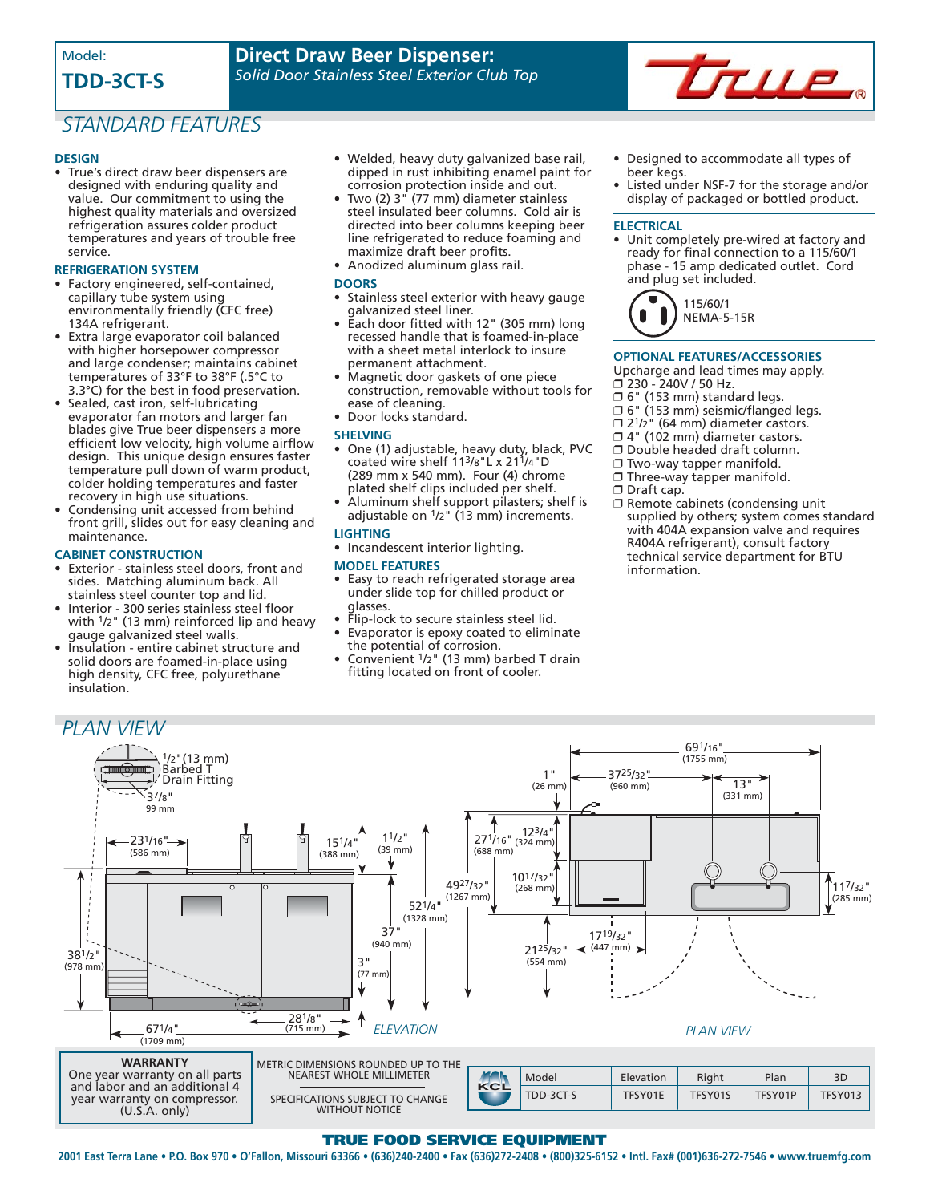Model:

**TDD-3CT-S**

# Direct Draw Beer Dispenser:

*Solid Door Stainless Steel Exterior Club Top*

## STANDARD FEATURES

### DESIGN

- True's direct draw beer dispensers are designed with enduring quality and value. Our commitment to using the highest quality materials and oversized refrigeration assures colder product temperatures and years of trouble free service.

### REFRIGERATION SYSTEM

- Factory engineered, self-contained, capillary tube system using environmentally friendly (CFC free) 134A refrigerant.
- Extra large evaporator coil balanced with higher horsepower compressor and large condenser; maintains cabinet temperatures of 33°F to 38°F (.5°C to 3.3°C) for the best in food preservation.
- Sealed, cast iron, self-lubricating evaporator fan motors and larger fan blades give True beer dispensers a more efficient low velocity, high volume airflow design. This unique design ensures faster temperature pull down of warm product, colder holding temperatures and faster recovery in high use situations.
- Condensing unit accessed from behind front grill, slides out for easy cleaning and maintenance.

### CABINET CONSTRUCTION

- Exterior - stainless steel doors, front and sides. Matching aluminum back. All stainless steel counter top and lid.
- Interior - 300 series stainless steel floor with 1/2" (13 mm) reinforced lip and heavy gauge galvanized steel walls.
- Insulation - entire cabinet structure and solid doors are foamed-in-place using high density, CFC free, polyurethane insulation.
- Welded, heavy duty galvanized base rail, dipped in rust inhibiting enamel paint for corrosion protection inside and out.
- Two (2) 3" (77 mm) diameter stainless steel insulated beer columns. Cold air is directed into beer columns keeping beer line refrigerated to reduce foaming and maximize draft beer profits.
- Anodized aluminum glass rail.

### DOORS

- Stainless steel exterior with heavy gauge galvanized steel liner.
- Each door fitted with 12" (305 mm) long recessed handle that is foamed-in-place with a sheet metal interlock to insure permanent attachment.
- Magnetic door gaskets of one piece construction, removable without tools for ease of cleaning.
- Door locks standard.

### SHELVING

- One (1) adjustable, heavy duty, black, PVC coated wire shelf 11 3/8"L x 21 1/4"D (289 mm x 540 mm). Four (4) chrome plated shelf clips included per shelf.
- Aluminum shelf support pilasters; shelf is adjustable on 1/2" (13 mm) increments.

### LIGHTING

- Incandescent interior lighting.

### MODEL FEATURES

- Easy to reach refrigerated storage area under slide top for chilled product or glasses.
- Flip-lock to secure stainless steel lid.
- Evaporator is epoxy coated to eliminate the potential of corrosion.
- Convenient 1/2" (13 mm) barbed T drain fitting located on front of cooler.
- Designed to accommodate all types of beer kegs.
- Listed under NSF-7 for the storage and/or display of packaged or bottled product.

### ELECTRICAL

- Unit completely pre-wired at factory and ready for final connection to a 115/60/1 phase - 15 amp dedicated outlet. Cord and plug set included.

115/60/1
NEMA-5-15R

### OPTIONAL FEATURES/ACCESSORIES

Upcharge and lead times may apply.

- ❒ 230 - 240V / 50 Hz.
- ❒ 6" (153 mm) standard legs.
- ❒ 6" (153 mm) seismic/flanged legs.
- ❒ 2 1/2" (64 mm) diameter castors.
- ❒ 4" (102 mm) diameter castors.
- ❒ Double headed draft column.
- ❒ Two-way tapper manifold.
- ❒ Three-way tapper manifold.
- ❒ Draft cap.
- ❒ Remote cabinets (condensing unit supplied by others; system comes standard with 404A expansion valve and requires R404A refrigerant), consult factory technical service department for BTU information.

## PLAN VIEW

1/2" (13 mm) Barbed T Drain Fitting
3 7/8" 99 mm
23 1/16" (586 mm)
15 1/4" (388 mm)
1 1/2" (39 mm)
52 1/4" (1328 mm)
37" (940 mm)
3" (77 mm)
38 1/2" (978 mm)
28 1/8" (715 mm)
67 1/4" (1709 mm)
ELEVATION
69 1/16" (1755 mm)
1" (26 mm)
37 25/32" (960 mm)
13" (331 mm)
27 1/16" (688 mm)
12 3/4" (324 mm)
10 17/32" (268 mm)
49 27/32" (1267 mm)
11 7/32" (285 mm)
17 19/32" (447 mm)
21 25/32" (554 mm)
PLAN VIEW

**WARRANTY**
One year warranty on all parts and labor and an additional 4 year warranty on compressor. (U.S.A. only)

METRIC DIMENSIONS ROUNDED UP TO THE NEAREST WHOLE MILLIMETER

SPECIFICATIONS SUBJECT TO CHANGE WITHOUT NOTICE

| Model | Elevation | Right | Plan | 3D |
|---|---|---|---|---|
| TDD-3CT-S | TFSY01E | TFSY01S | TFSY01P | TFSY013 |

**TRUE FOOD SERVICE EQUIPMENT**

2001 East Terra Lane • P.O. Box 970 • O'Fallon, Missouri 63366 • (636)240-2400 • Fax (636)272-2408 • (800)325-6152 • Intl. Fax# (001)636-272-7546 • www.truemfg.com